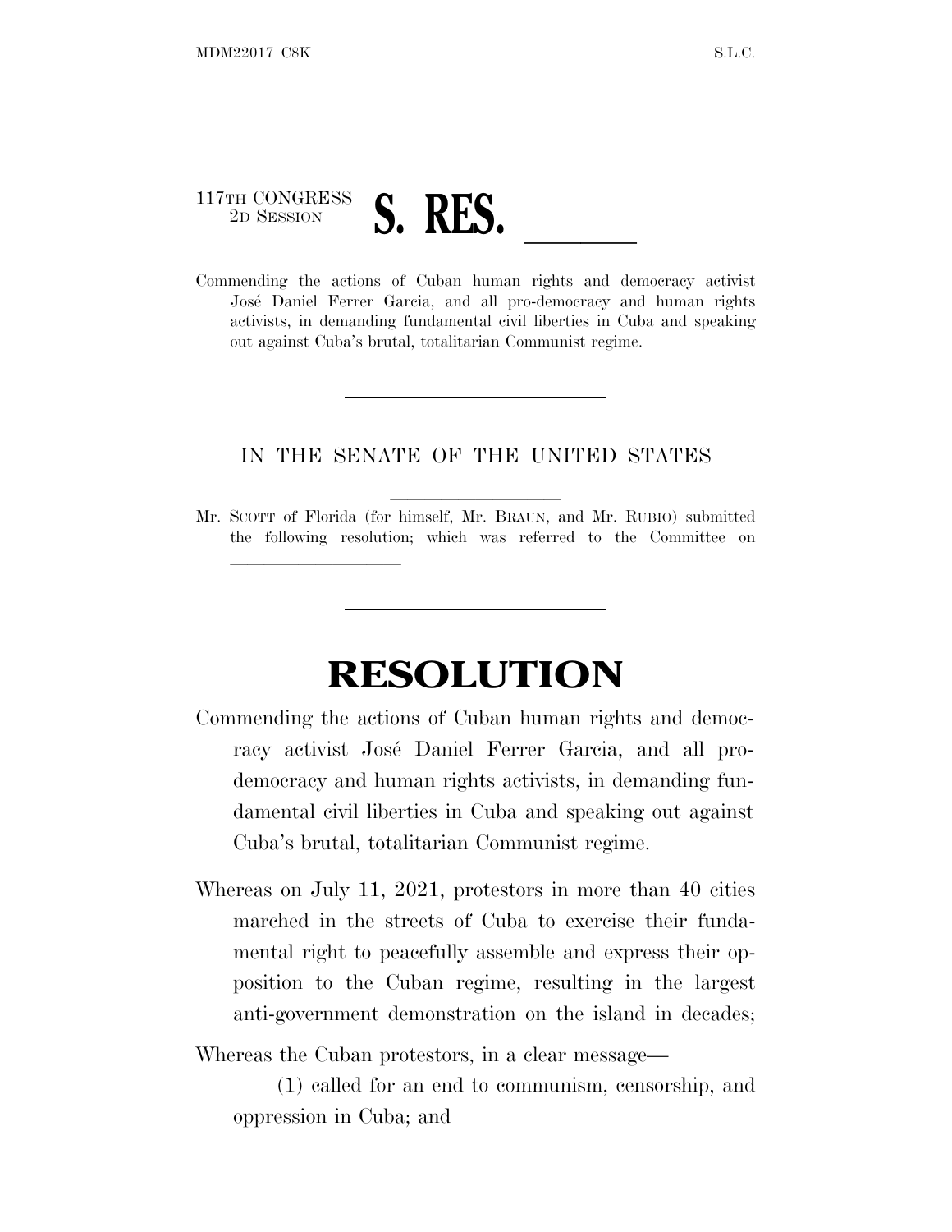117TH CONGRESS
2D SESSION

# S. RES. \_\_\_\_\_\_

Commending the actions of Cuban human rights and democracy activist José Daniel Ferrer Garcia, and all pro-democracy and human rights activists, in demanding fundamental civil liberties in Cuba and speaking out against Cuba's brutal, totalitarian Communist regime.

---

IN THE SENATE OF THE UNITED STATES

Mr. SCOTT of Florida (for himself, Mr. BRAUN, and Mr. RUBIO) submitted the following resolution; which was referred to the Committee on \_\_\_\_\_\_\_\_\_\_\_\_\_\_\_\_

---

# RESOLUTION

Commending the actions of Cuban human rights and democracy activist José Daniel Ferrer Garcia, and all pro-democracy and human rights activists, in demanding fundamental civil liberties in Cuba and speaking out against Cuba's brutal, totalitarian Communist regime.

Whereas on July 11, 2021, protestors in more than 40 cities marched in the streets of Cuba to exercise their fundamental right to peacefully assemble and express their opposition to the Cuban regime, resulting in the largest anti-government demonstration on the island in decades;

Whereas the Cuban protestors, in a clear message—

(1) called for an end to communism, censorship, and oppression in Cuba; and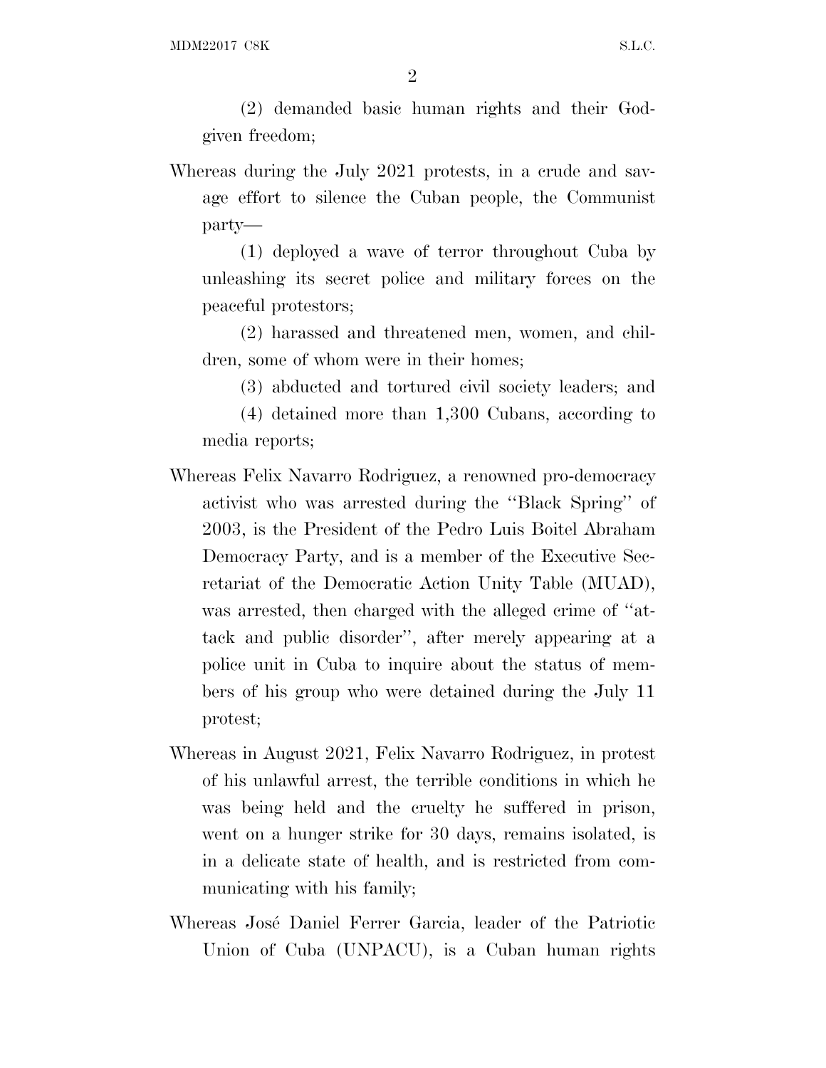(2) demanded basic human rights and their God-given freedom;

Whereas during the July 2021 protests, in a crude and savage effort to silence the Cuban people, the Communist party—

(1) deployed a wave of terror throughout Cuba by unleashing its secret police and military forces on the peaceful protestors;

(2) harassed and threatened men, women, and children, some of whom were in their homes;

(3) abducted and tortured civil society leaders; and

(4) detained more than 1,300 Cubans, according to media reports;

Whereas Felix Navarro Rodriguez, a renowned pro-democracy activist who was arrested during the "Black Spring" of 2003, is the President of the Pedro Luis Boitel Abraham Democracy Party, and is a member of the Executive Secretariat of the Democratic Action Unity Table (MUAD), was arrested, then charged with the alleged crime of "attack and public disorder", after merely appearing at a police unit in Cuba to inquire about the status of members of his group who were detained during the July 11 protest;

Whereas in August 2021, Felix Navarro Rodriguez, in protest of his unlawful arrest, the terrible conditions in which he was being held and the cruelty he suffered in prison, went on a hunger strike for 30 days, remains isolated, is in a delicate state of health, and is restricted from communicating with his family;

Whereas José Daniel Ferrer Garcia, leader of the Patriotic Union of Cuba (UNPACU), is a Cuban human rights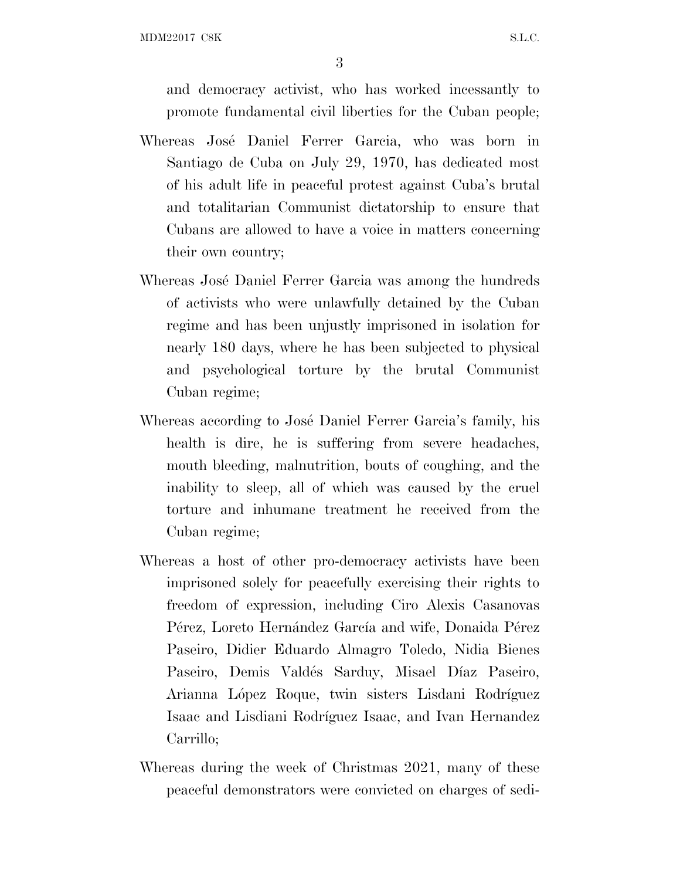and democracy activist, who has worked incessantly to promote fundamental civil liberties for the Cuban people;

Whereas José Daniel Ferrer Garcia, who was born in Santiago de Cuba on July 29, 1970, has dedicated most of his adult life in peaceful protest against Cuba's brutal and totalitarian Communist dictatorship to ensure that Cubans are allowed to have a voice in matters concerning their own country;

Whereas José Daniel Ferrer Garcia was among the hundreds of activists who were unlawfully detained by the Cuban regime and has been unjustly imprisoned in isolation for nearly 180 days, where he has been subjected to physical and psychological torture by the brutal Communist Cuban regime;

Whereas according to José Daniel Ferrer Garcia's family, his health is dire, he is suffering from severe headaches, mouth bleeding, malnutrition, bouts of coughing, and the inability to sleep, all of which was caused by the cruel torture and inhumane treatment he received from the Cuban regime;

Whereas a host of other pro-democracy activists have been imprisoned solely for peacefully exercising their rights to freedom of expression, including Ciro Alexis Casanovas Pérez, Loreto Hernández García and wife, Donaida Pérez Paseiro, Didier Eduardo Almagro Toledo, Nidia Bienes Paseiro, Demis Valdés Sarduy, Misael Díaz Paseiro, Arianna López Roque, twin sisters Lisdani Rodríguez Isaac and Lisdiani Rodríguez Isaac, and Ivan Hernandez Carrillo;

Whereas during the week of Christmas 2021, many of these peaceful demonstrators were convicted on charges of sedi-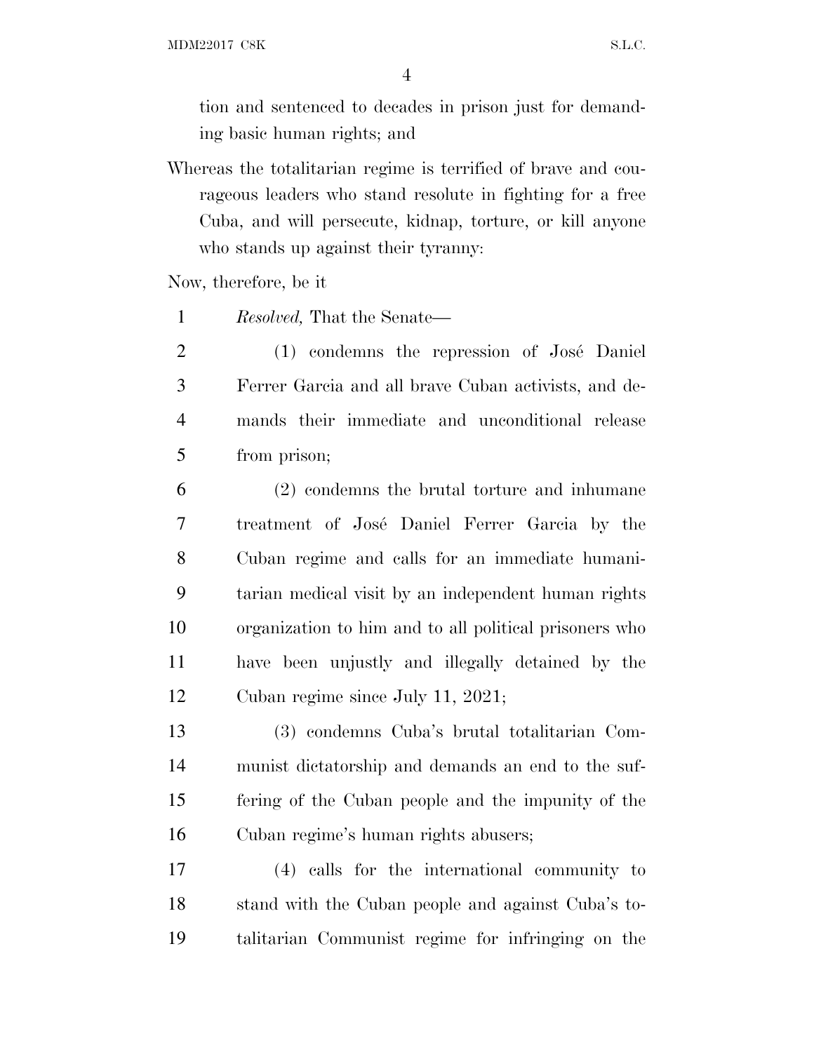tion and sentenced to decades in prison just for demanding basic human rights; and

Whereas the totalitarian regime is terrified of brave and courageous leaders who stand resolute in fighting for a free Cuba, and will persecute, kidnap, torture, or kill anyone who stands up against their tyranny:

Now, therefore, be it

*Resolved,* That the Senate—

(1) condemns the repression of José Daniel Ferrer Garcia and all brave Cuban activists, and demands their immediate and unconditional release from prison;

(2) condemns the brutal torture and inhumane treatment of José Daniel Ferrer Garcia by the Cuban regime and calls for an immediate humanitarian medical visit by an independent human rights organization to him and to all political prisoners who have been unjustly and illegally detained by the Cuban regime since July 11, 2021;

(3) condemns Cuba's brutal totalitarian Communist dictatorship and demands an end to the suffering of the Cuban people and the impunity of the Cuban regime's human rights abusers;

(4) calls for the international community to stand with the Cuban people and against Cuba's totalitarian Communist regime for infringing on the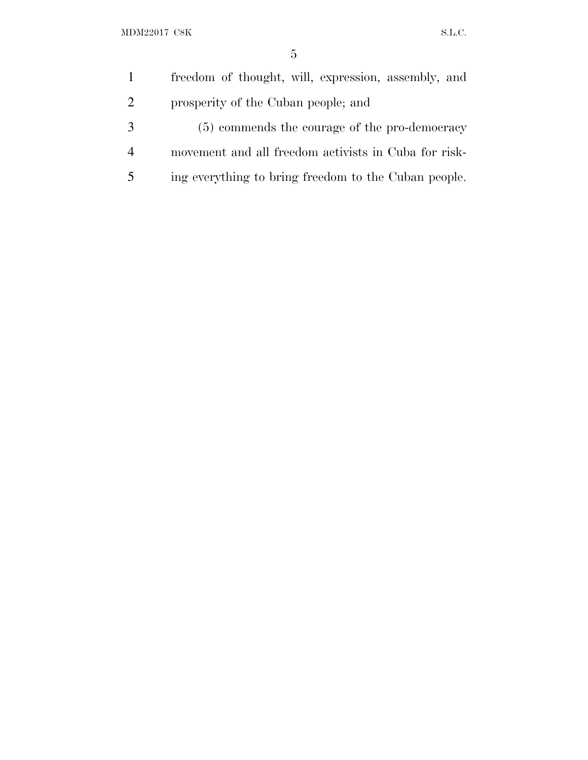freedom of thought, will, expression, assembly, and prosperity of the Cuban people; and

(5) commends the courage of the pro-democracy movement and all freedom activists in Cuba for risking everything to bring freedom to the Cuban people.